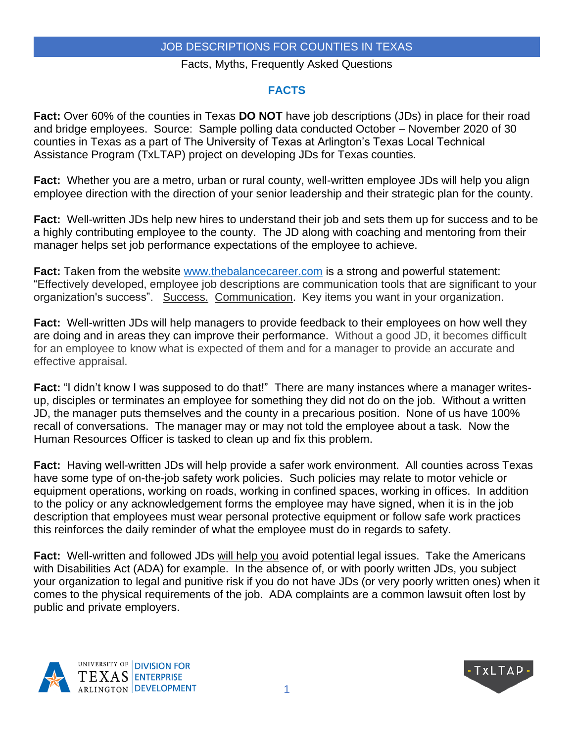# JOB DESCRIPTIONS FOR COUNTIES IN TEXAS

Facts, Myths, Frequently Asked Questions

## FACTS

**Fact:** Over 60% of the counties in Texas **DO NOT** have job descriptions (JDs) in place for their road and bridge employees. Source: Sample polling data conducted October – November 2020 of 30 counties in Texas as a part of The University of Texas at Arlington's Texas Local Technical Assistance Program (TxLTAP) project on developing JDs for Texas counties.

**Fact:** Whether you are a metro, urban or rural county, well-written employee JDs will help you align employee direction with the direction of your senior leadership and their strategic plan for the county.

**Fact:** Well-written JDs help new hires to understand their job and sets them up for success and to be a highly contributing employee to the county. The JD along with coaching and mentoring from their manager helps set job performance expectations of the employee to achieve.

**Fact:** Taken from the website www.thebalancecareer.com is a strong and powerful statement: "Effectively developed, employee job descriptions are communication tools that are significant to your organization's success". Success. Communication. Key items you want in your organization.

**Fact:** Well-written JDs will help managers to provide feedback to their employees on how well they are doing and in areas they can improve their performance. Without a good JD, it becomes difficult for an employee to know what is expected of them and for a manager to provide an accurate and effective appraisal.

**Fact:** "I didn't know I was supposed to do that!" There are many instances where a manager writes-up, disciples or terminates an employee for something they did not do on the job. Without a written JD, the manager puts themselves and the county in a precarious position. None of us have 100% recall of conversations. The manager may or may not told the employee about a task. Now the Human Resources Officer is tasked to clean up and fix this problem.

**Fact:** Having well-written JDs will help provide a safer work environment. All counties across Texas have some type of on-the-job safety work policies. Such policies may relate to motor vehicle or equipment operations, working on roads, working in confined spaces, working in offices. In addition to the policy or any acknowledgement forms the employee may have signed, when it is in the job description that employees must wear personal protective equipment or follow safe work practices this reinforces the daily reminder of what the employee must do in regards to safety.

**Fact:** Well-written and followed JDs will help you avoid potential legal issues. Take the Americans with Disabilities Act (ADA) for example. In the absence of, or with poorly written JDs, you subject your organization to legal and punitive risk if you do not have JDs (or very poorly written ones) when it comes to the physical requirements of the job. ADA complaints are a common lawsuit often lost by public and private employers.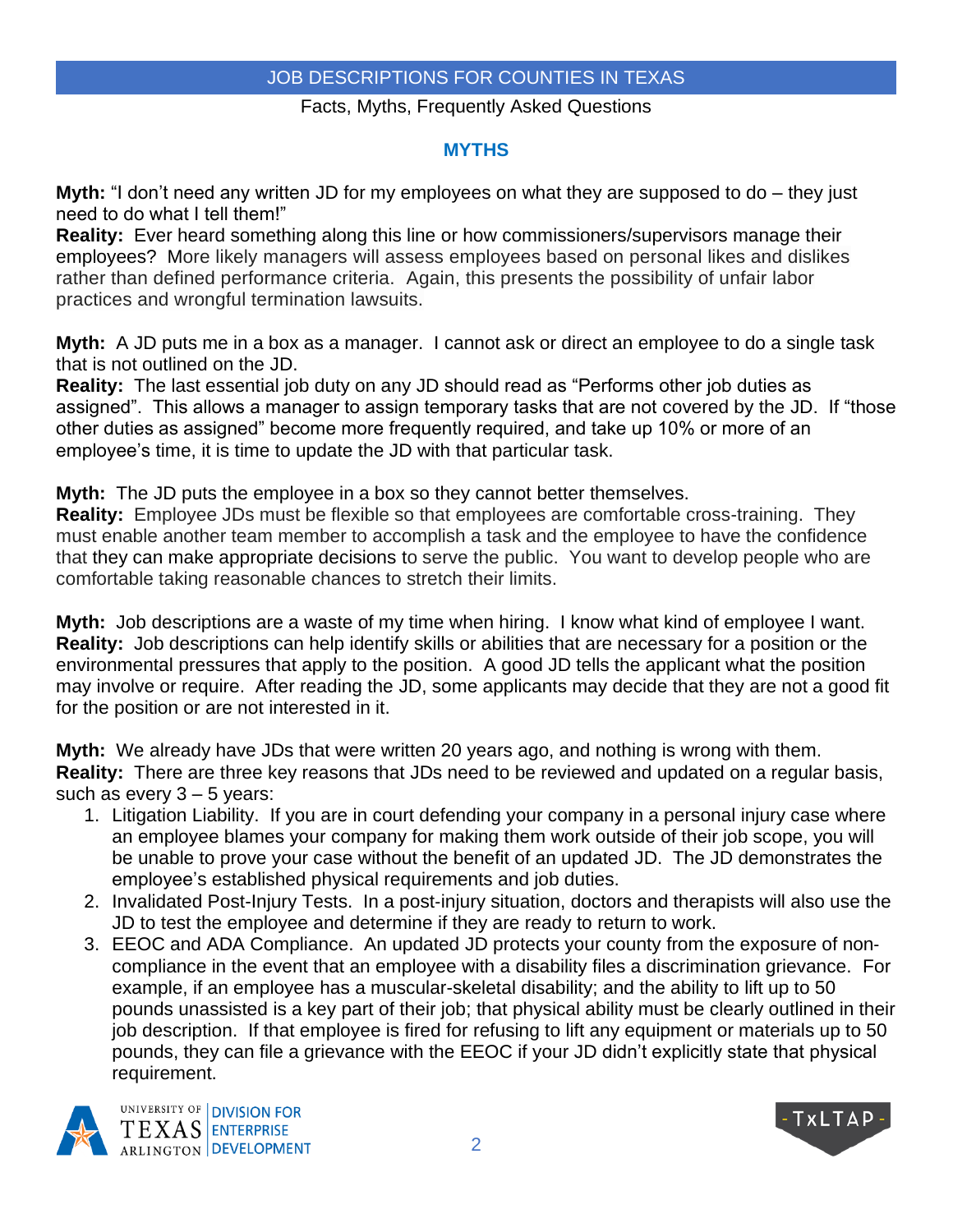JOB DESCRIPTIONS FOR COUNTIES IN TEXAS

Facts, Myths, Frequently Asked Questions

## MYTHS

**Myth:** "I don't need any written JD for my employees on what they are supposed to do – they just need to do what I tell them!"
**Reality:** Ever heard something along this line or how commissioners/supervisors manage their employees? More likely managers will assess employees based on personal likes and dislikes rather than defined performance criteria. Again, this presents the possibility of unfair labor practices and wrongful termination lawsuits.

**Myth:** A JD puts me in a box as a manager. I cannot ask or direct an employee to do a single task that is not outlined on the JD.
**Reality:** The last essential job duty on any JD should read as "Performs other job duties as assigned". This allows a manager to assign temporary tasks that are not covered by the JD. If "those other duties as assigned" become more frequently required, and take up 10% or more of an employee's time, it is time to update the JD with that particular task.

**Myth:** The JD puts the employee in a box so they cannot better themselves.
**Reality:** Employee JDs must be flexible so that employees are comfortable cross-training. They must enable another team member to accomplish a task and the employee to have the confidence that they can make appropriate decisions to serve the public. You want to develop people who are comfortable taking reasonable chances to stretch their limits.

**Myth:** Job descriptions are a waste of my time when hiring. I know what kind of employee I want.
**Reality:** Job descriptions can help identify skills or abilities that are necessary for a position or the environmental pressures that apply to the position. A good JD tells the applicant what the position may involve or require. After reading the JD, some applicants may decide that they are not a good fit for the position or are not interested in it.

**Myth:** We already have JDs that were written 20 years ago, and nothing is wrong with them.
**Reality:** There are three key reasons that JDs need to be reviewed and updated on a regular basis, such as every 3 – 5 years:

1. Litigation Liability. If you are in court defending your company in a personal injury case where an employee blames your company for making them work outside of their job scope, you will be unable to prove your case without the benefit of an updated JD. The JD demonstrates the employee's established physical requirements and job duties.
2. Invalidated Post-Injury Tests. In a post-injury situation, doctors and therapists will also use the JD to test the employee and determine if they are ready to return to work.
3. EEOC and ADA Compliance. An updated JD protects your county from the exposure of non-compliance in the event that an employee with a disability files a discrimination grievance. For example, if an employee has a muscular-skeletal disability; and the ability to lift up to 50 pounds unassisted is a key part of their job; that physical ability must be clearly outlined in their job description. If that employee is fired for refusing to lift any equipment or materials up to 50 pounds, they can file a grievance with the EEOC if your JD didn't explicitly state that physical requirement.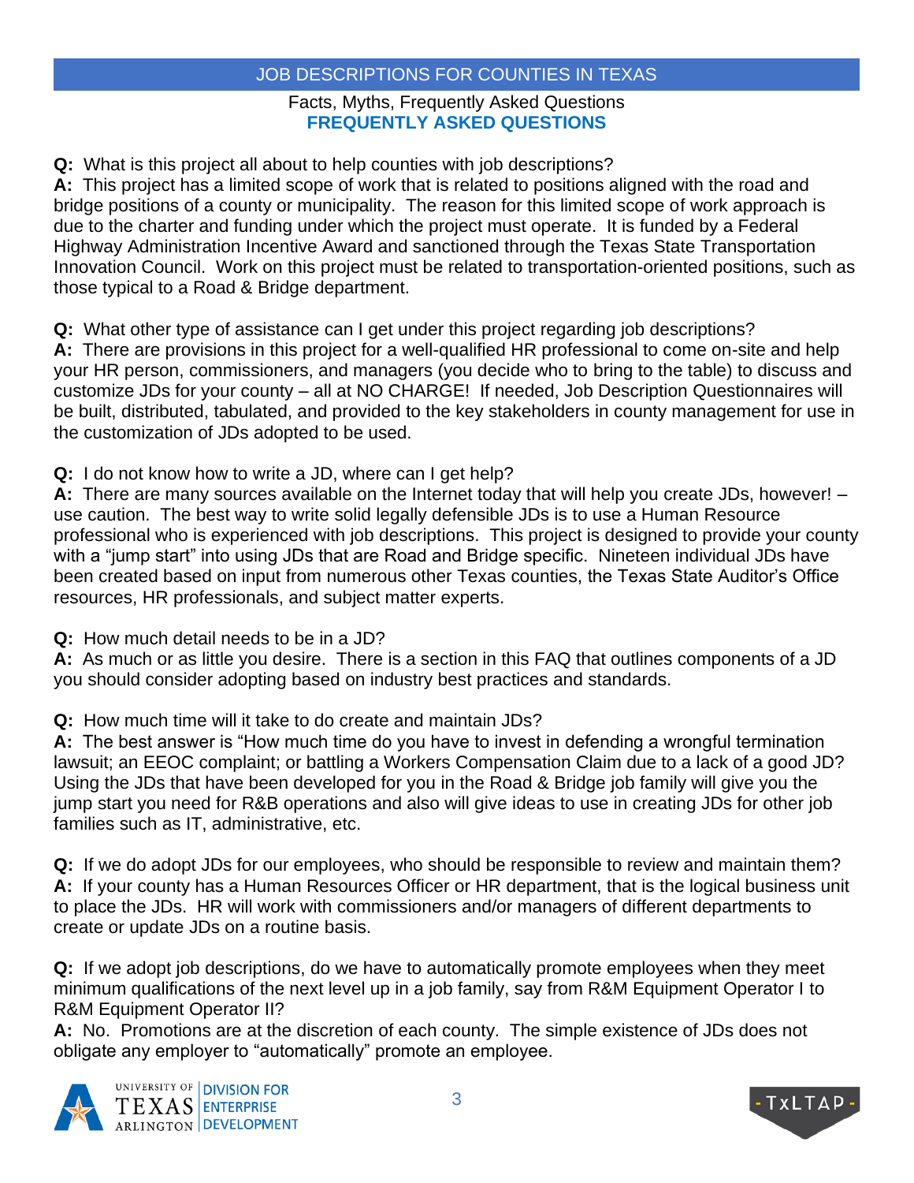# JOB DESCRIPTIONS FOR COUNTIES IN TEXAS

Facts, Myths, Frequently Asked Questions

## FREQUENTLY ASKED QUESTIONS

**Q:** What is this project all about to help counties with job descriptions?
**A:** This project has a limited scope of work that is related to positions aligned with the road and bridge positions of a county or municipality. The reason for this limited scope of work approach is due to the charter and funding under which the project must operate. It is funded by a Federal Highway Administration Incentive Award and sanctioned through the Texas State Transportation Innovation Council. Work on this project must be related to transportation-oriented positions, such as those typical to a Road & Bridge department.

**Q:** What other type of assistance can I get under this project regarding job descriptions?
**A:** There are provisions in this project for a well-qualified HR professional to come on-site and help your HR person, commissioners, and managers (you decide who to bring to the table) to discuss and customize JDs for your county – all at NO CHARGE! If needed, Job Description Questionnaires will be built, distributed, tabulated, and provided to the key stakeholders in county management for use in the customization of JDs adopted to be used.

**Q:** I do not know how to write a JD, where can I get help?
**A:** There are many sources available on the Internet today that will help you create JDs, however! – use caution. The best way to write solid legally defensible JDs is to use a Human Resource professional who is experienced with job descriptions. This project is designed to provide your county with a "jump start" into using JDs that are Road and Bridge specific. Nineteen individual JDs have been created based on input from numerous other Texas counties, the Texas State Auditor's Office resources, HR professionals, and subject matter experts.

**Q:** How much detail needs to be in a JD?
**A:** As much or as little you desire. There is a section in this FAQ that outlines components of a JD you should consider adopting based on industry best practices and standards.

**Q:** How much time will it take to do create and maintain JDs?
**A:** The best answer is "How much time do you have to invest in defending a wrongful termination lawsuit; an EEOC complaint; or battling a Workers Compensation Claim due to a lack of a good JD? Using the JDs that have been developed for you in the Road & Bridge job family will give you the jump start you need for R&B operations and also will give ideas to use in creating JDs for other job families such as IT, administrative, etc.

**Q:** If we do adopt JDs for our employees, who should be responsible to review and maintain them?
**A:** If your county has a Human Resources Officer or HR department, that is the logical business unit to place the JDs. HR will work with commissioners and/or managers of different departments to create or update JDs on a routine basis.

**Q:** If we adopt job descriptions, do we have to automatically promote employees when they meet minimum qualifications of the next level up in a job family, say from R&M Equipment Operator I to R&M Equipment Operator II?
**A:** No. Promotions are at the discretion of each county. The simple existence of JDs does not obligate any employer to "automatically" promote an employee.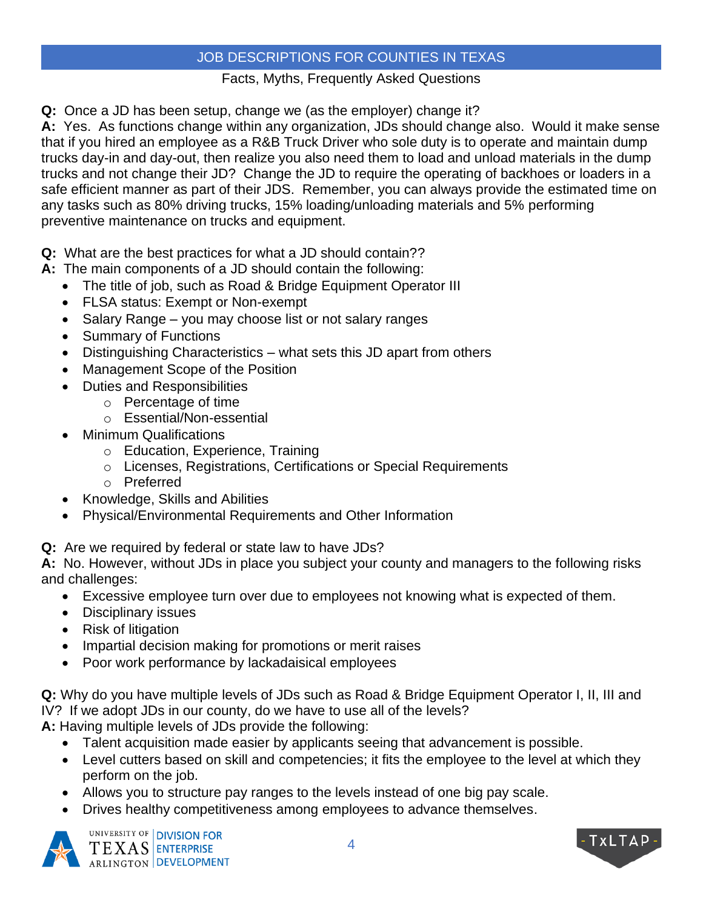## JOB DESCRIPTIONS FOR COUNTIES IN TEXAS

Facts, Myths, Frequently Asked Questions

**Q:** Once a JD has been setup, change we (as the employer) change it?
**A:** Yes. As functions change within any organization, JDs should change also. Would it make sense that if you hired an employee as a R&B Truck Driver who sole duty is to operate and maintain dump trucks day-in and day-out, then realize you also need them to load and unload materials in the dump trucks and not change their JD? Change the JD to require the operating of backhoes or loaders in a safe efficient manner as part of their JDS. Remember, you can always provide the estimated time on any tasks such as 80% driving trucks, 15% loading/unloading materials and 5% performing preventive maintenance on trucks and equipment.

**Q:** What are the best practices for what a JD should contain??
**A:** The main components of a JD should contain the following:

- The title of job, such as Road & Bridge Equipment Operator III
- FLSA status: Exempt or Non-exempt
- Salary Range – you may choose list or not salary ranges
- Summary of Functions
- Distinguishing Characteristics – what sets this JD apart from others
- Management Scope of the Position
- Duties and Responsibilities
  - Percentage of time
  - Essential/Non-essential
- Minimum Qualifications
  - Education, Experience, Training
  - Licenses, Registrations, Certifications or Special Requirements
  - Preferred
- Knowledge, Skills and Abilities
- Physical/Environmental Requirements and Other Information

**Q:** Are we required by federal or state law to have JDs?
**A:** No. However, without JDs in place you subject your county and managers to the following risks and challenges:

- Excessive employee turn over due to employees not knowing what is expected of them.
- Disciplinary issues
- Risk of litigation
- Impartial decision making for promotions or merit raises
- Poor work performance by lackadaisical employees

**Q:** Why do you have multiple levels of JDs such as Road & Bridge Equipment Operator I, II, III and IV? If we adopt JDs in our county, do we have to use all of the levels?
**A:** Having multiple levels of JDs provide the following:

- Talent acquisition made easier by applicants seeing that advancement is possible.
- Level cutters based on skill and competencies; it fits the employee to the level at which they perform on the job.
- Allows you to structure pay ranges to the levels instead of one big pay scale.
- Drives healthy competitiveness among employees to advance themselves.